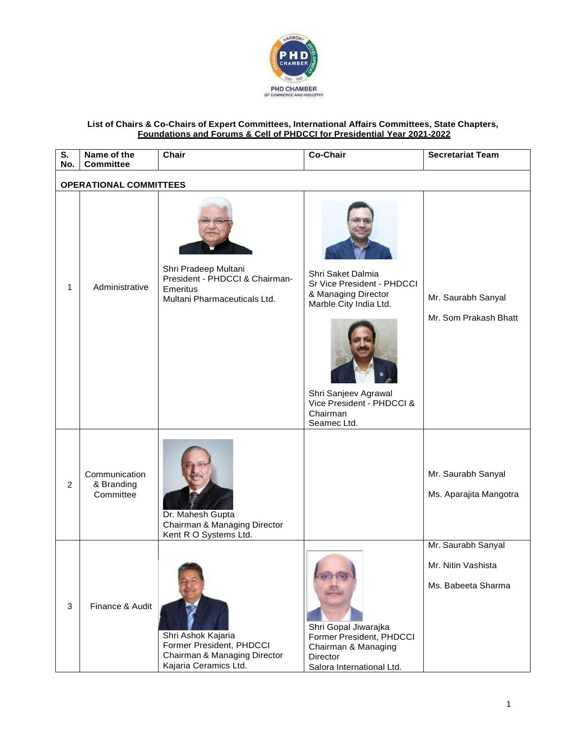## List of Chairs & Co-Chairs of Expert Committees, International Affairs Committees, State Chapters, Foundations and Forums & Cell of PHDCCI for Presidential Year 2021-2022

| S. No. | Name of the Committee | Chair | Co-Chair | Secretariat Team |
|---|---|---|---|---|
| **OPERATIONAL COMMITTEES** | | | | |
| 1 | Administrative | Shri Pradeep Multani<br>President - PHDCCI & Chairman-Emeritus<br>Multani Pharmaceuticals Ltd. | Shri Saket Dalmia<br>Sr Vice President - PHDCCI & Managing Director<br>Marble City India Ltd.<br><br>Shri Sanjeev Agrawal<br>Vice President - PHDCCI & Chairman<br>Seamec Ltd. | Mr. Saurabh Sanyal<br><br>Mr. Som Prakash Bhatt |
| 2 | Communication & Branding Committee | Dr. Mahesh Gupta<br>Chairman & Managing Director<br>Kent R O Systems Ltd. | | Mr. Saurabh Sanyal<br><br>Ms. Aparajita Mangotra |
| 3 | Finance & Audit | Shri Ashok Kajaria<br>Former President, PHDCCI<br>Chairman & Managing Director<br>Kajaria Ceramics Ltd. | Shri Gopal Jiwarajka<br>Former President, PHDCCI<br>Chairman & Managing Director<br>Salora International Ltd. | Mr. Saurabh Sanyal<br><br>Mr. Nitin Vashista<br><br>Ms. Babeeta Sharma |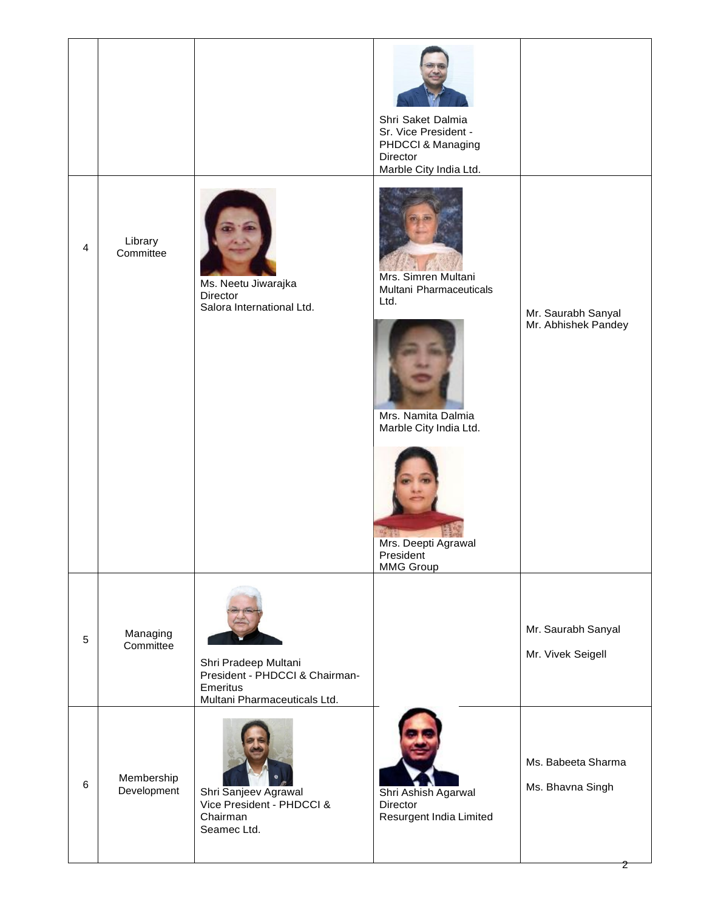| | | | | |
|---|---|---|---|---|
| | | | Shri Saket Dalmia<br>Sr. Vice President - PHDCCI & Managing Director<br>Marble City India Ltd. | |
| 4 | Library Committee | Ms. Neetu Jiwarajka<br>Director<br>Salora International Ltd. | Mrs. Simren Multani<br>Multani Pharmaceuticals Ltd.<br><br>Mrs. Namita Dalmia<br>Marble City India Ltd.<br><br>Mrs. Deepti Agrawal<br>President<br>MMG Group | Mr. Saurabh Sanyal<br>Mr. Abhishek Pandey |
| 5 | Managing Committee | Shri Pradeep Multani<br>President - PHDCCI & Chairman-Emeritus<br>Multani Pharmaceuticals Ltd. | | Mr. Saurabh Sanyal<br><br>Mr. Vivek Seigell |
| 6 | Membership Development | Shri Sanjeev Agrawal<br>Vice President - PHDCCI & Chairman<br>Seamec Ltd. | Shri Ashish Agarwal<br>Director<br>Resurgent India Limited | Ms. Babeeta Sharma<br><br>Ms. Bhavna Singh |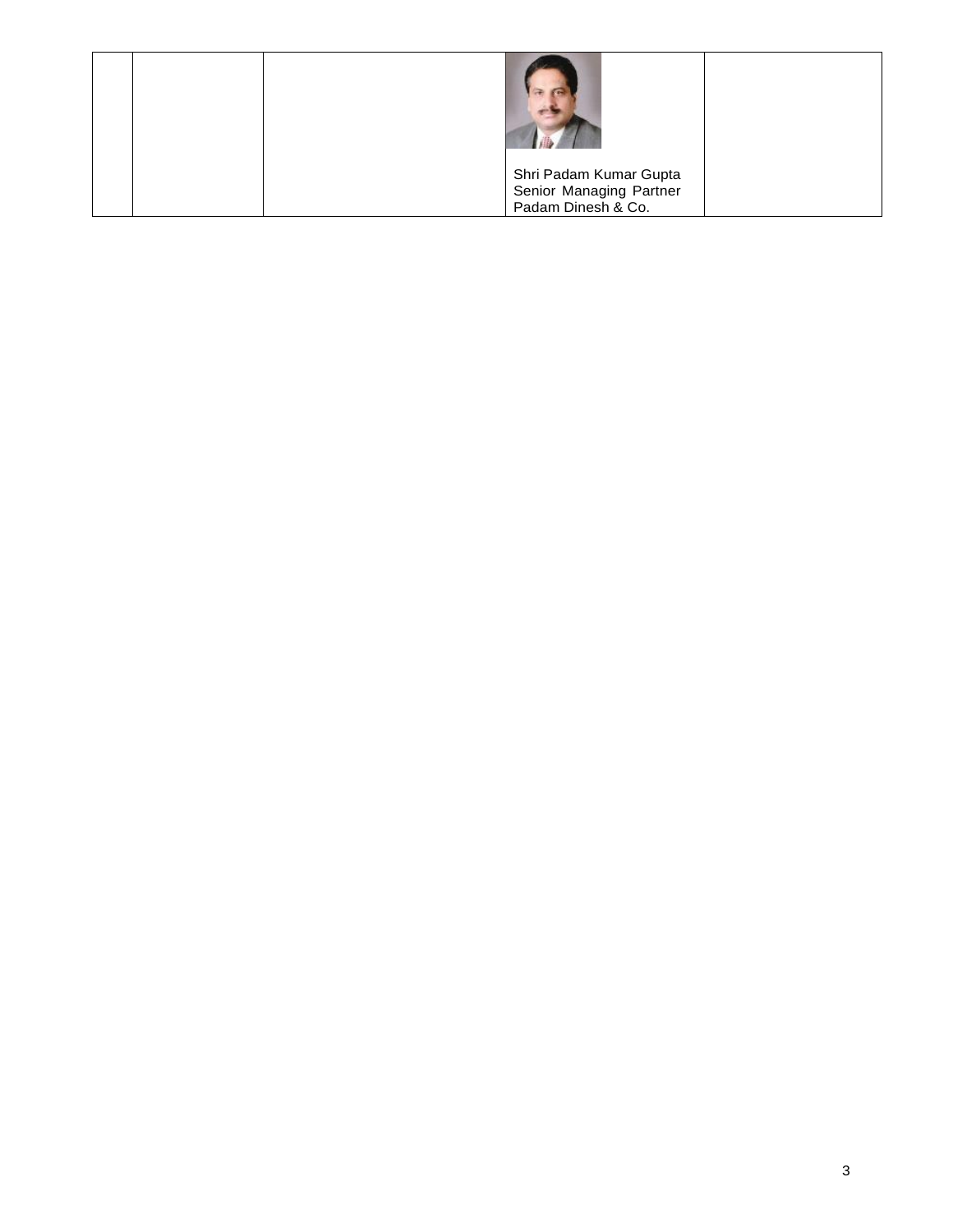| | | | | |
|---|---|---|---|---|
| | | | Shri Padam Kumar Gupta<br>Senior Managing Partner<br>Padam Dinesh & Co. | |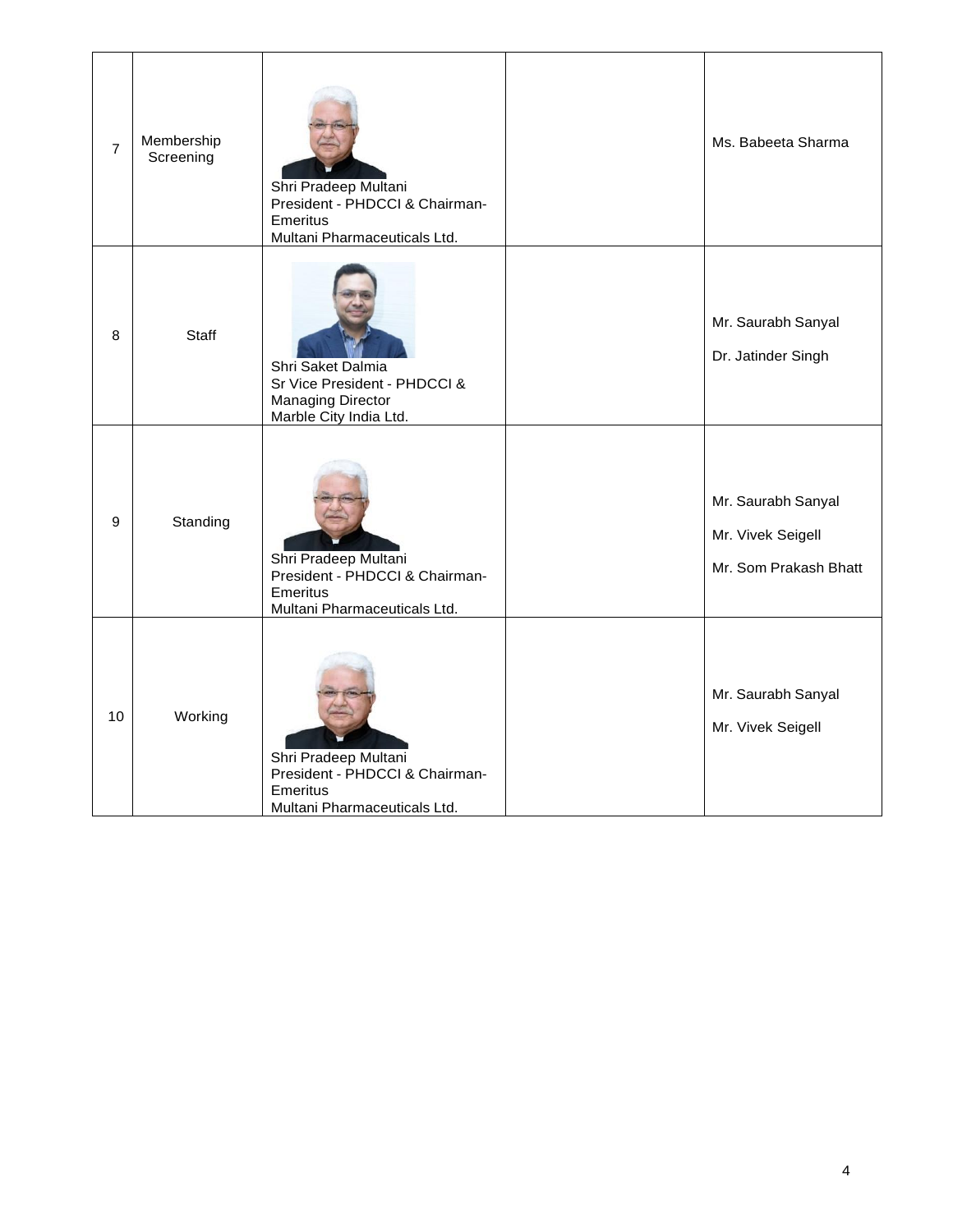| 7 | Membership Screening | Shri Pradeep Multani<br>President - PHDCCI & Chairman-Emeritus<br>Multani Pharmaceuticals Ltd. | | Ms. Babeeta Sharma |
|---|---|---|---|---|
| 8 | Staff | Shri Saket Dalmia<br>Sr Vice President - PHDCCI & Managing Director<br>Marble City India Ltd. | | Mr. Saurabh Sanyal<br>Dr. Jatinder Singh |
| 9 | Standing | Shri Pradeep Multani<br>President - PHDCCI & Chairman-Emeritus<br>Multani Pharmaceuticals Ltd. | | Mr. Saurabh Sanyal<br>Mr. Vivek Seigell<br>Mr. Som Prakash Bhatt |
| 10 | Working | Shri Pradeep Multani<br>President - PHDCCI & Chairman-Emeritus<br>Multani Pharmaceuticals Ltd. | | Mr. Saurabh Sanyal<br>Mr. Vivek Seigell |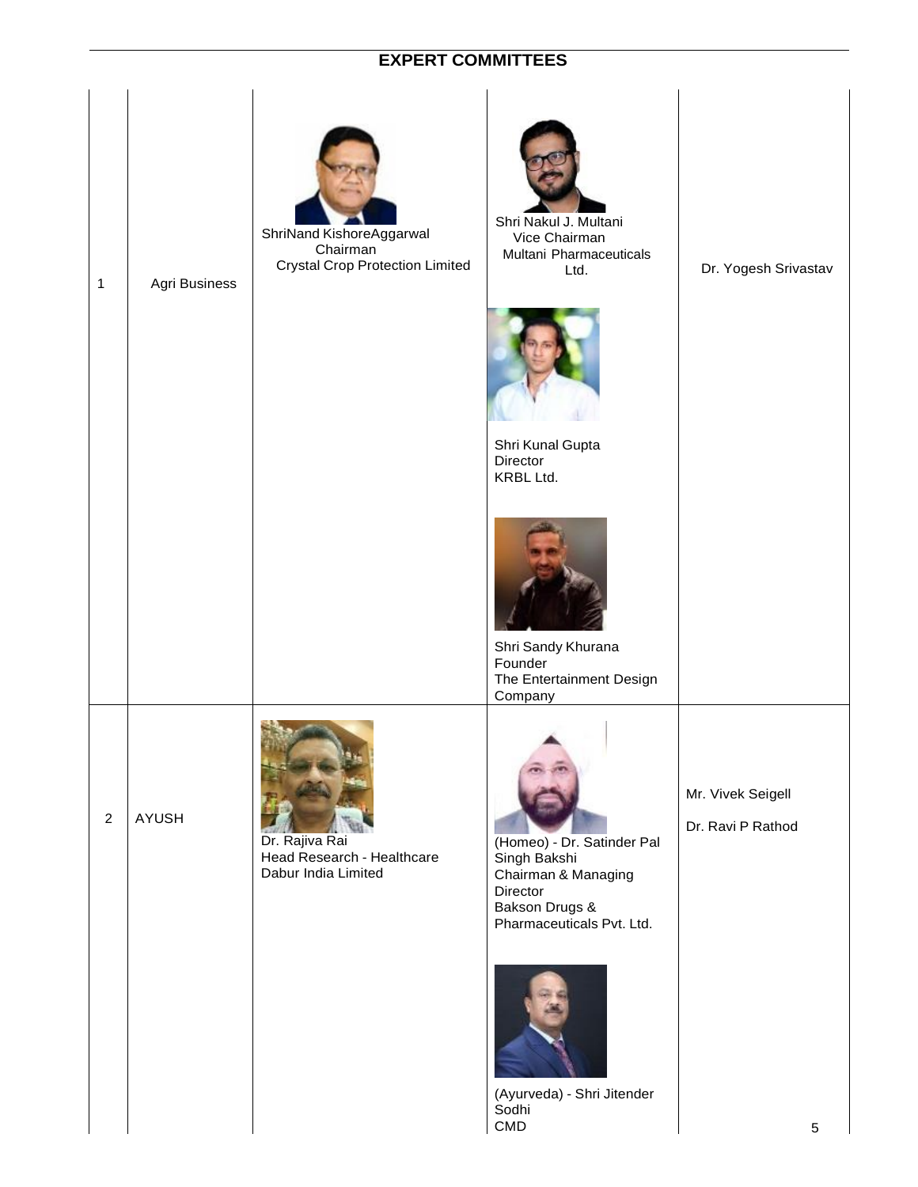## EXPERT COMMITTEES

| | | | | |
|---|---|---|---|---|
| 1 | Agri Business | ShriNand KishoreAggarwal<br>Chairman<br>Crystal Crop Protection Limited | Shri Nakul J. Multani<br>Vice Chairman<br>Multani Pharmaceuticals Ltd.<br><br>Shri Kunal Gupta<br>Director<br>KRBL Ltd.<br><br>Shri Sandy Khurana<br>Founder<br>The Entertainment Design Company | Dr. Yogesh Srivastav |
| 2 | AYUSH | Dr. Rajiva Rai<br>Head Research - Healthcare<br>Dabur India Limited | (Homeo) - Dr. Satinder Pal Singh Bakshi<br>Chairman & Managing Director<br>Bakson Drugs & Pharmaceuticals Pvt. Ltd.<br><br>(Ayurveda) - Shri Jitender Sodhi<br>CMD | Mr. Vivek Seigell<br><br>Dr. Ravi P Rathod |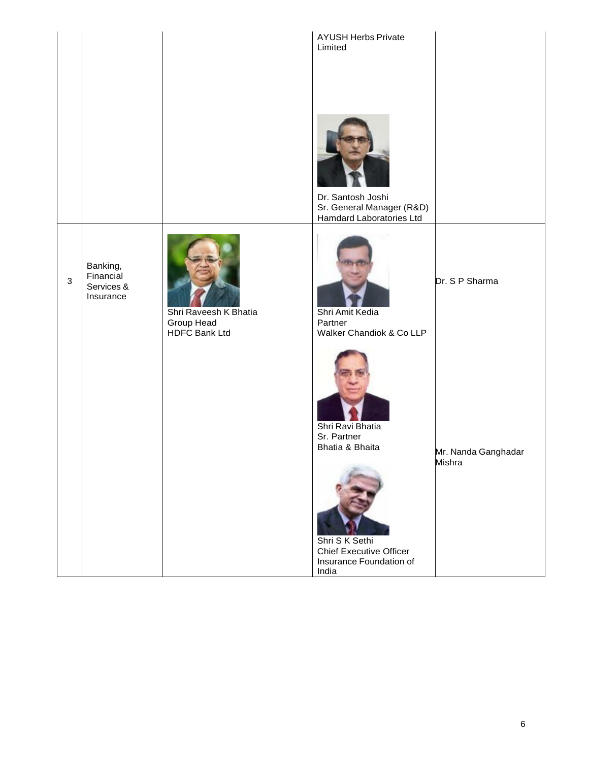|  |  |  | AYUSH Herbs Private Limited<br><br>Dr. Santosh Joshi<br>Sr. General Manager (R&D)<br>Hamdard Laboratories Ltd |  |
|---|---|---|---|---|
| 3 | Banking, Financial Services & Insurance | Shri Raveesh K Bhatia<br>Group Head<br>HDFC Bank Ltd | Shri Amit Kedia<br>Partner<br>Walker Chandiok & Co LLP<br><br>Shri Ravi Bhatia<br>Sr. Partner<br>Bhatia & Bhaita<br><br>Shri S K Sethi<br>Chief Executive Officer<br>Insurance Foundation of India | Dr. S P Sharma<br><br>Mr. Nanda Ganghadar Mishra |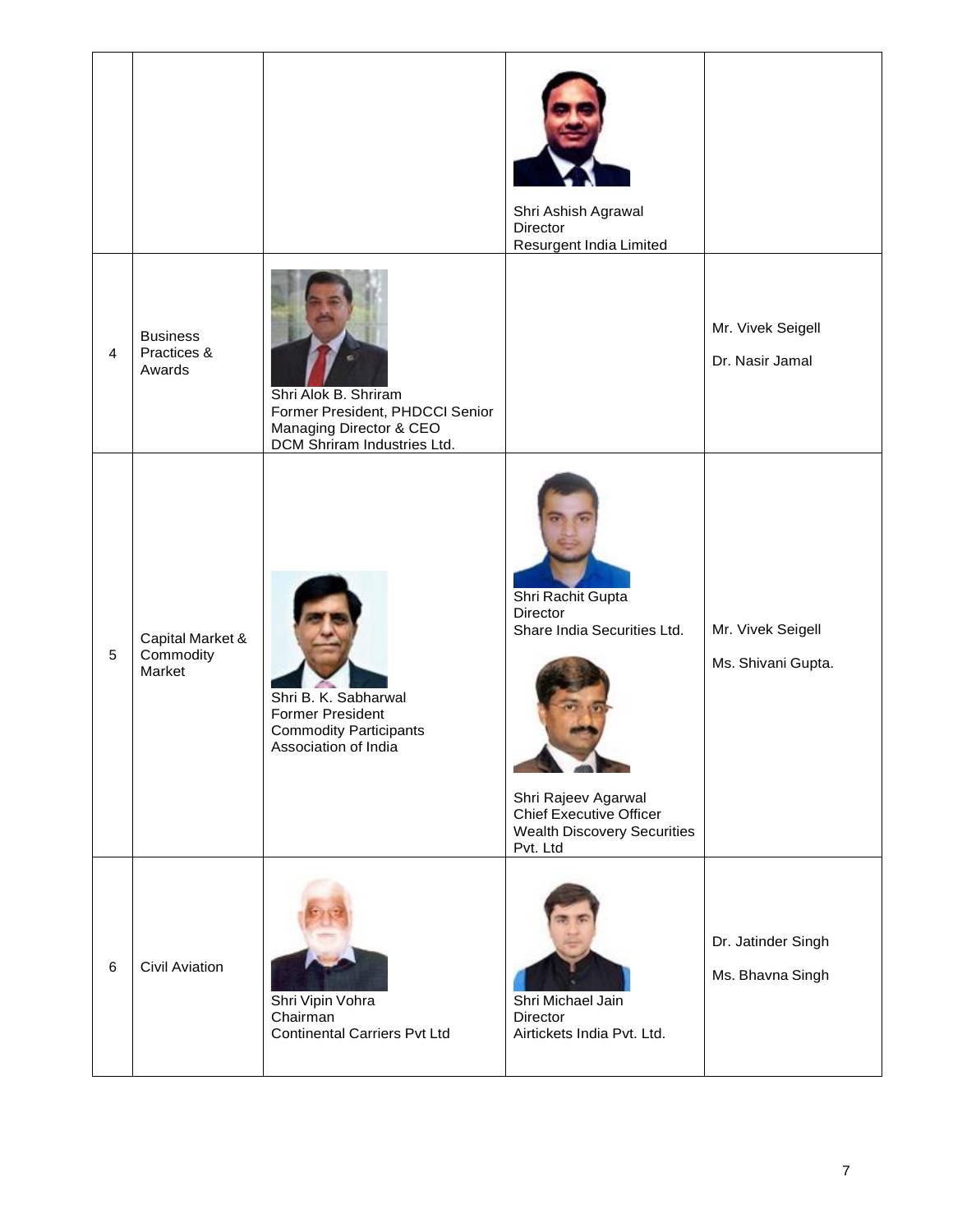| | | | | |
|---|---|---|---|---|
| | | | Shri Ashish Agrawal<br>Director<br>Resurgent India Limited | |
| 4 | Business Practices & Awards | Shri Alok B. Shriram<br>Former President, PHDCCI Senior Managing Director & CEO<br>DCM Shriram Industries Ltd. | | Mr. Vivek Seigell<br>Dr. Nasir Jamal |
| 5 | Capital Market & Commodity Market | Shri B. K. Sabharwal<br>Former President<br>Commodity Participants Association of India | Shri Rachit Gupta<br>Director<br>Share India Securities Ltd.<br><br>Shri Rajeev Agarwal<br>Chief Executive Officer<br>Wealth Discovery Securities Pvt. Ltd | Mr. Vivek Seigell<br>Ms. Shivani Gupta. |
| 6 | Civil Aviation | Shri Vipin Vohra<br>Chairman<br>Continental Carriers Pvt Ltd | Shri Michael Jain<br>Director<br>Airtickets India Pvt. Ltd. | Dr. Jatinder Singh<br>Ms. Bhavna Singh |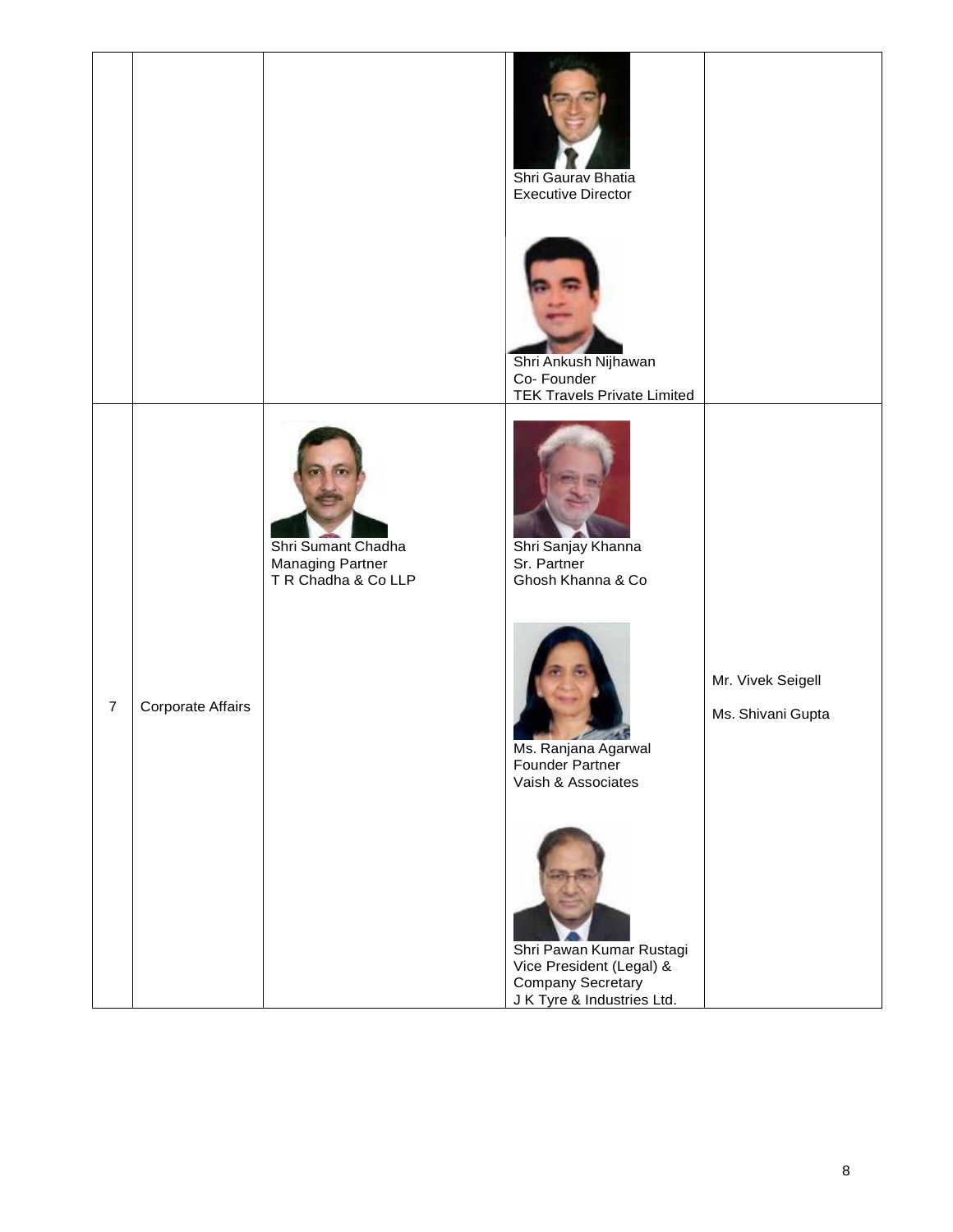|  |  |  |  |  |
|---|---|---|---|---|
|  |  |  | Shri Gaurav Bhatia<br>Executive Director<br><br>Shri Ankush Nijhawan<br>Co- Founder<br>TEK Travels Private Limited |  |
| 7 | Corporate Affairs | Shri Sumant Chadha<br>Managing Partner<br>T R Chadha & Co LLP | Shri Sanjay Khanna<br>Sr. Partner<br>Ghosh Khanna & Co<br><br>Ms. Ranjana Agarwal<br>Founder Partner<br>Vaish & Associates<br><br>Shri Pawan Kumar Rustagi<br>Vice President (Legal) &<br>Company Secretary<br>J K Tyre & Industries Ltd. | Mr. Vivek Seigell<br><br>Ms. Shivani Gupta |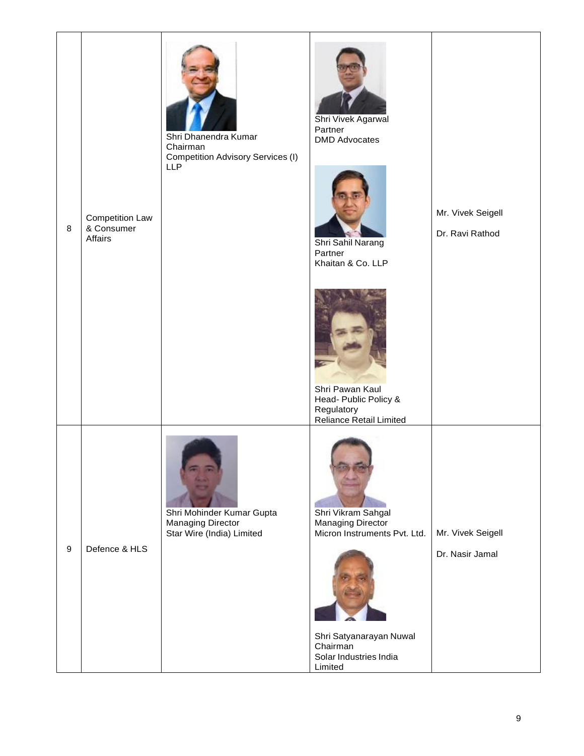| | | | | |
|---|---|---|---|---|
| 8 | Competition Law & Consumer Affairs | Shri Dhanendra Kumar<br>Chairman<br>Competition Advisory Services (I) LLP | Shri Vivek Agarwal<br>Partner<br>DMD Advocates<br><br>Shri Sahil Narang<br>Partner<br>Khaitan & Co. LLP<br><br>Shri Pawan Kaul<br>Head- Public Policy & Regulatory<br>Reliance Retail Limited | Mr. Vivek Seigell<br><br>Dr. Ravi Rathod |
| 9 | Defence & HLS | Shri Mohinder Kumar Gupta<br>Managing Director<br>Star Wire (India) Limited | Shri Vikram Sahgal<br>Managing Director<br>Micron Instruments Pvt. Ltd.<br><br>Shri Satyanarayan Nuwal<br>Chairman<br>Solar Industries India Limited | Mr. Vivek Seigell<br><br>Dr. Nasir Jamal |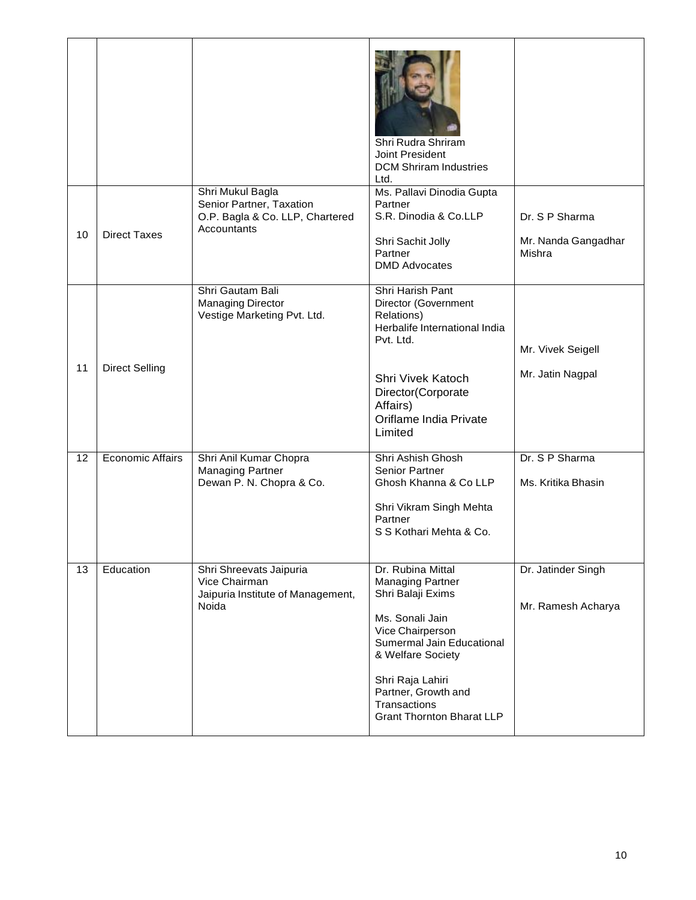| | | | | |
|---|---|---|---|---|
| | | | Shri Rudra Shriram<br>Joint President<br>DCM Shriram Industries Ltd. | |
| 10 | Direct Taxes | Shri Mukul Bagla<br>Senior Partner, Taxation<br>O.P. Bagla & Co. LLP, Chartered Accountants | Ms. Pallavi Dinodia Gupta<br>Partner<br>S.R. Dinodia & Co.LLP<br><br>Shri Sachit Jolly<br>Partner<br>DMD Advocates | Dr. S P Sharma<br><br>Mr. Nanda Gangadhar Mishra |
| 11 | Direct Selling | Shri Gautam Bali<br>Managing Director<br>Vestige Marketing Pvt. Ltd. | Shri Harish Pant<br>Director (Government Relations)<br>Herbalife International India Pvt. Ltd.<br><br>Shri Vivek Katoch<br>Director(Corporate Affairs)<br>Oriflame India Private Limited | Mr. Vivek Seigell<br><br>Mr. Jatin Nagpal |
| 12 | Economic Affairs | Shri Anil Kumar Chopra<br>Managing Partner<br>Dewan P. N. Chopra & Co. | Shri Ashish Ghosh<br>Senior Partner<br>Ghosh Khanna & Co LLP<br><br>Shri Vikram Singh Mehta<br>Partner<br>S S Kothari Mehta & Co. | Dr. S P Sharma<br><br>Ms. Kritika Bhasin |
| 13 | Education | Shri Shreevats Jaipuria<br>Vice Chairman<br>Jaipuria Institute of Management, Noida | Dr. Rubina Mittal<br>Managing Partner<br>Shri Balaji Exims<br><br>Ms. Sonali Jain<br>Vice Chairperson<br>Sumermal Jain Educational & Welfare Society<br><br>Shri Raja Lahiri<br>Partner, Growth and Transactions<br>Grant Thornton Bharat LLP | Dr. Jatinder Singh<br><br>Mr. Ramesh Acharya |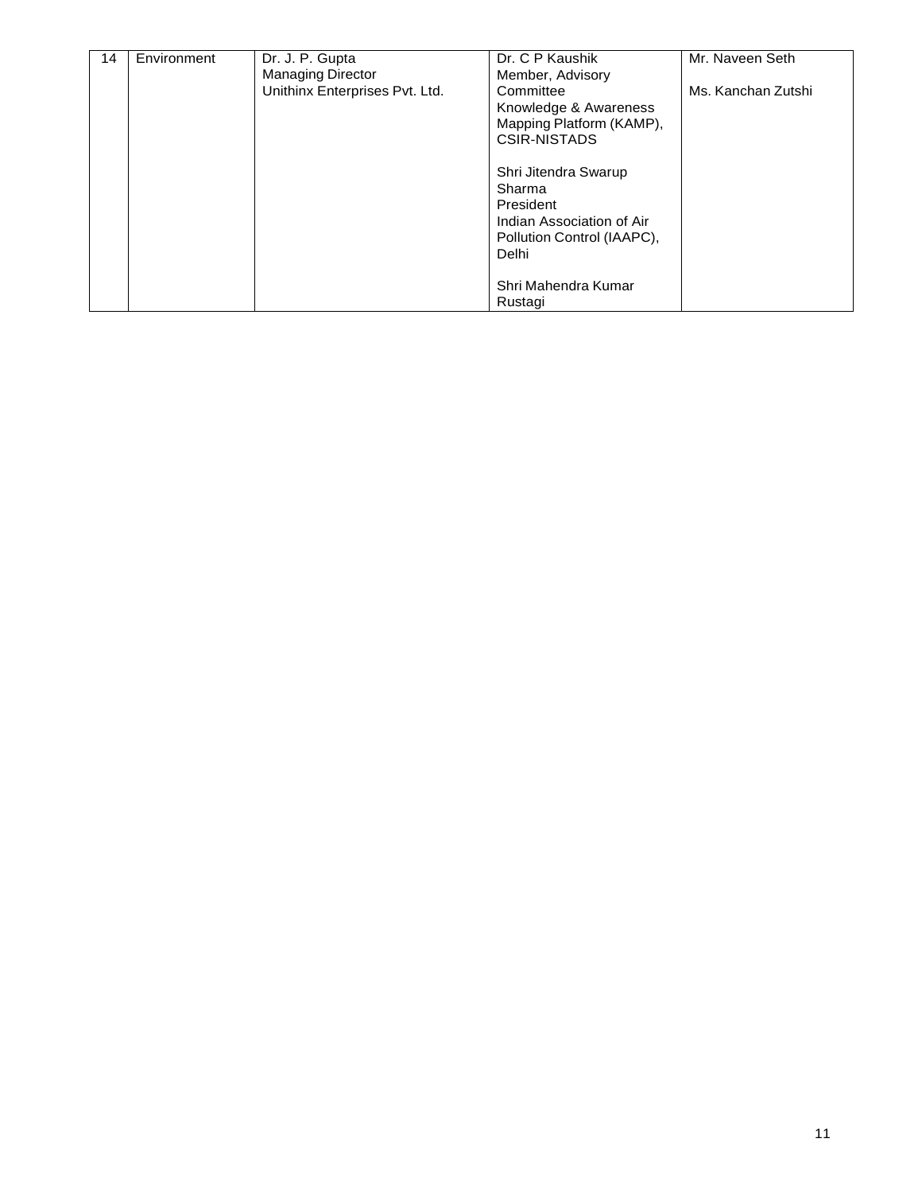| 14 | Environment | Dr. J. P. Gupta<br>Managing Director<br>Unithinx Enterprises Pvt. Ltd. | Dr. C P Kaushik<br>Member, Advisory Committee<br>Knowledge & Awareness Mapping Platform (KAMP), CSIR-NISTADS<br><br>Shri Jitendra Swarup Sharma<br>President<br>Indian Association of Air Pollution Control (IAAPC), Delhi<br><br>Shri Mahendra Kumar Rustagi | Mr. Naveen Seth<br><br>Ms. Kanchan Zutshi |
|---|---|---|---|---|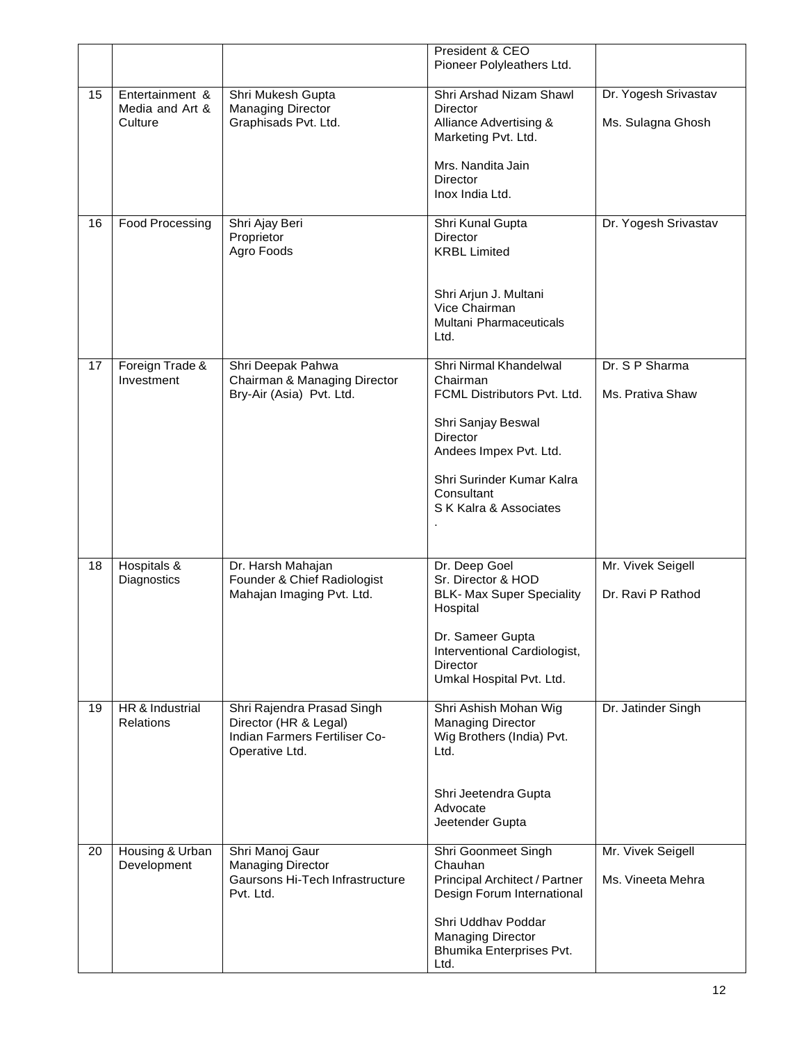| | | | President & CEO<br>Pioneer Polyleathers Ltd. | |
|---|---|---|---|---|
| 15 | Entertainment & Media and Art & Culture | Shri Mukesh Gupta<br>Managing Director<br>Graphisads Pvt. Ltd. | Shri Arshad Nizam Shawl<br>Director<br>Alliance Advertising & Marketing Pvt. Ltd.<br><br>Mrs. Nandita Jain<br>Director<br>Inox India Ltd. | Dr. Yogesh Srivastav<br><br>Ms. Sulagna Ghosh |
| 16 | Food Processing | Shri Ajay Beri<br>Proprietor<br>Agro Foods | Shri Kunal Gupta<br>Director<br>KRBL Limited<br><br>Shri Arjun J. Multani<br>Vice Chairman<br>Multani Pharmaceuticals Ltd. | Dr. Yogesh Srivastav |
| 17 | Foreign Trade & Investment | Shri Deepak Pahwa<br>Chairman & Managing Director<br>Bry-Air (Asia) Pvt. Ltd. | Shri Nirmal Khandelwal<br>Chairman<br>FCML Distributors Pvt. Ltd.<br><br>Shri Sanjay Beswal<br>Director<br>Andees Impex Pvt. Ltd.<br><br>Shri Surinder Kumar Kalra<br>Consultant<br>S K Kalra & Associates<br>. | Dr. S P Sharma<br><br>Ms. Prativa Shaw |
| 18 | Hospitals & Diagnostics | Dr. Harsh Mahajan<br>Founder & Chief Radiologist<br>Mahajan Imaging Pvt. Ltd. | Dr. Deep Goel<br>Sr. Director & HOD<br>BLK- Max Super Speciality Hospital<br><br>Dr. Sameer Gupta<br>Interventional Cardiologist, Director<br>Umkal Hospital Pvt. Ltd. | Mr. Vivek Seigell<br><br>Dr. Ravi P Rathod |
| 19 | HR & Industrial Relations | Shri Rajendra Prasad Singh<br>Director (HR & Legal)<br>Indian Farmers Fertiliser Co-Operative Ltd. | Shri Ashish Mohan Wig<br>Managing Director<br>Wig Brothers (India) Pvt. Ltd.<br><br>Shri Jeetendra Gupta<br>Advocate<br>Jeetender Gupta | Dr. Jatinder Singh |
| 20 | Housing & Urban Development | Shri Manoj Gaur<br>Managing Director<br>Gaursons Hi-Tech Infrastructure Pvt. Ltd. | Shri Goonmeet Singh Chauhan<br>Principal Architect / Partner<br>Design Forum International<br><br>Shri Uddhav Poddar<br>Managing Director<br>Bhumika Enterprises Pvt. Ltd. | Mr. Vivek Seigell<br><br>Ms. Vineeta Mehra |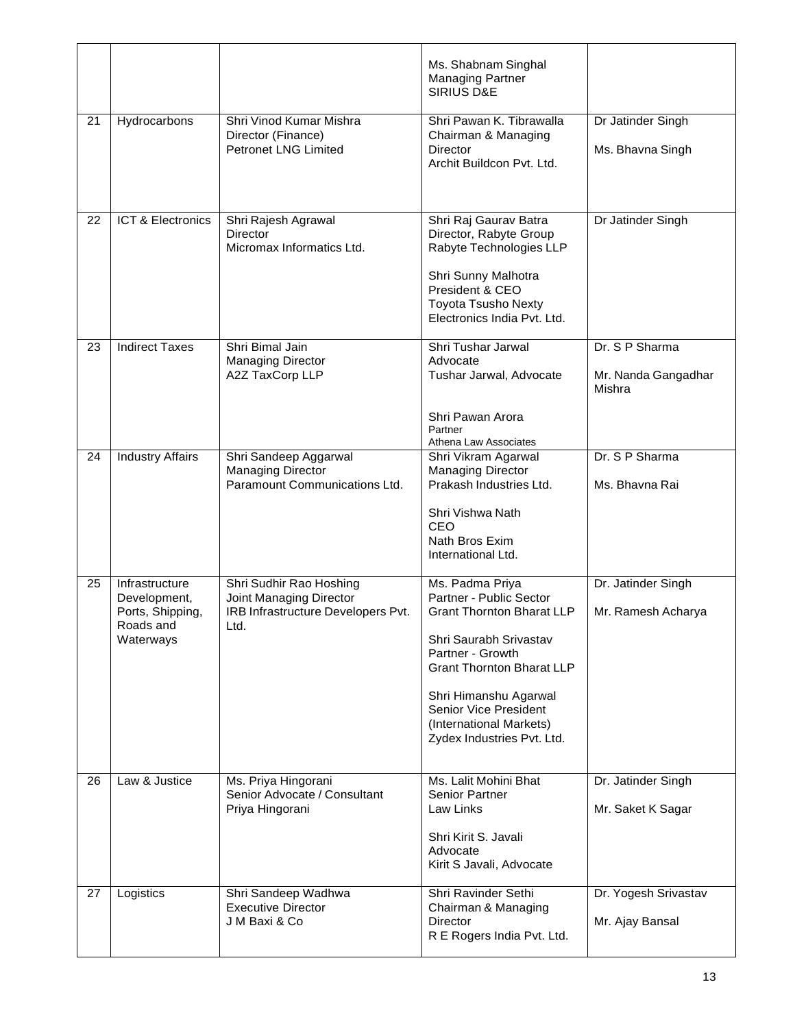| | | | | |
|---|---|---|---|---|
| | | | Ms. Shabnam Singhal<br>Managing Partner<br>SIRIUS D&E | |
| 21 | Hydrocarbons | Shri Vinod Kumar Mishra<br>Director (Finance)<br>Petronet LNG Limited | Shri Pawan K. Tibrawalla<br>Chairman & Managing Director<br>Archit Buildcon Pvt. Ltd. | Dr Jatinder Singh<br><br>Ms. Bhavna Singh |
| 22 | ICT & Electronics | Shri Rajesh Agrawal<br>Director<br>Micromax Informatics Ltd. | Shri Raj Gaurav Batra<br>Director, Rabyte Group<br>Rabyte Technologies LLP<br><br>Shri Sunny Malhotra<br>President & CEO<br>Toyota Tsusho Nexty Electronics India Pvt. Ltd. | Dr Jatinder Singh |
| 23 | Indirect Taxes | Shri Bimal Jain<br>Managing Director<br>A2Z TaxCorp LLP | Shri Tushar Jarwal<br>Advocate<br>Tushar Jarwal, Advocate<br><br>Shri Pawan Arora<br>Partner<br>Athena Law Associates | Dr. S P Sharma<br><br>Mr. Nanda Gangadhar Mishra |
| 24 | Industry Affairs | Shri Sandeep Aggarwal<br>Managing Director<br>Paramount Communications Ltd. | Shri Vikram Agarwal<br>Managing Director<br>Prakash Industries Ltd.<br><br>Shri Vishwa Nath<br>CEO<br>Nath Bros Exim International Ltd. | Dr. S P Sharma<br><br>Ms. Bhavna Rai |
| 25 | Infrastructure Development, Ports, Shipping, Roads and Waterways | Shri Sudhir Rao Hoshing<br>Joint Managing Director<br>IRB Infrastructure Developers Pvt. Ltd. | Ms. Padma Priya<br>Partner - Public Sector<br>Grant Thornton Bharat LLP<br><br>Shri Saurabh Srivastav<br>Partner - Growth<br>Grant Thornton Bharat LLP<br><br>Shri Himanshu Agarwal<br>Senior Vice President (International Markets)<br>Zydex Industries Pvt. Ltd. | Dr. Jatinder Singh<br><br>Mr. Ramesh Acharya |
| 26 | Law & Justice | Ms. Priya Hingorani<br>Senior Advocate / Consultant<br>Priya Hingorani | Ms. Lalit Mohini Bhat<br>Senior Partner<br>Law Links<br><br>Shri Kirit S. Javali<br>Advocate<br>Kirit S Javali, Advocate | Dr. Jatinder Singh<br><br>Mr. Saket K Sagar |
| 27 | Logistics | Shri Sandeep Wadhwa<br>Executive Director<br>J M Baxi & Co | Shri Ravinder Sethi<br>Chairman & Managing Director<br>R E Rogers India Pvt. Ltd. | Dr. Yogesh Srivastav<br><br>Mr. Ajay Bansal |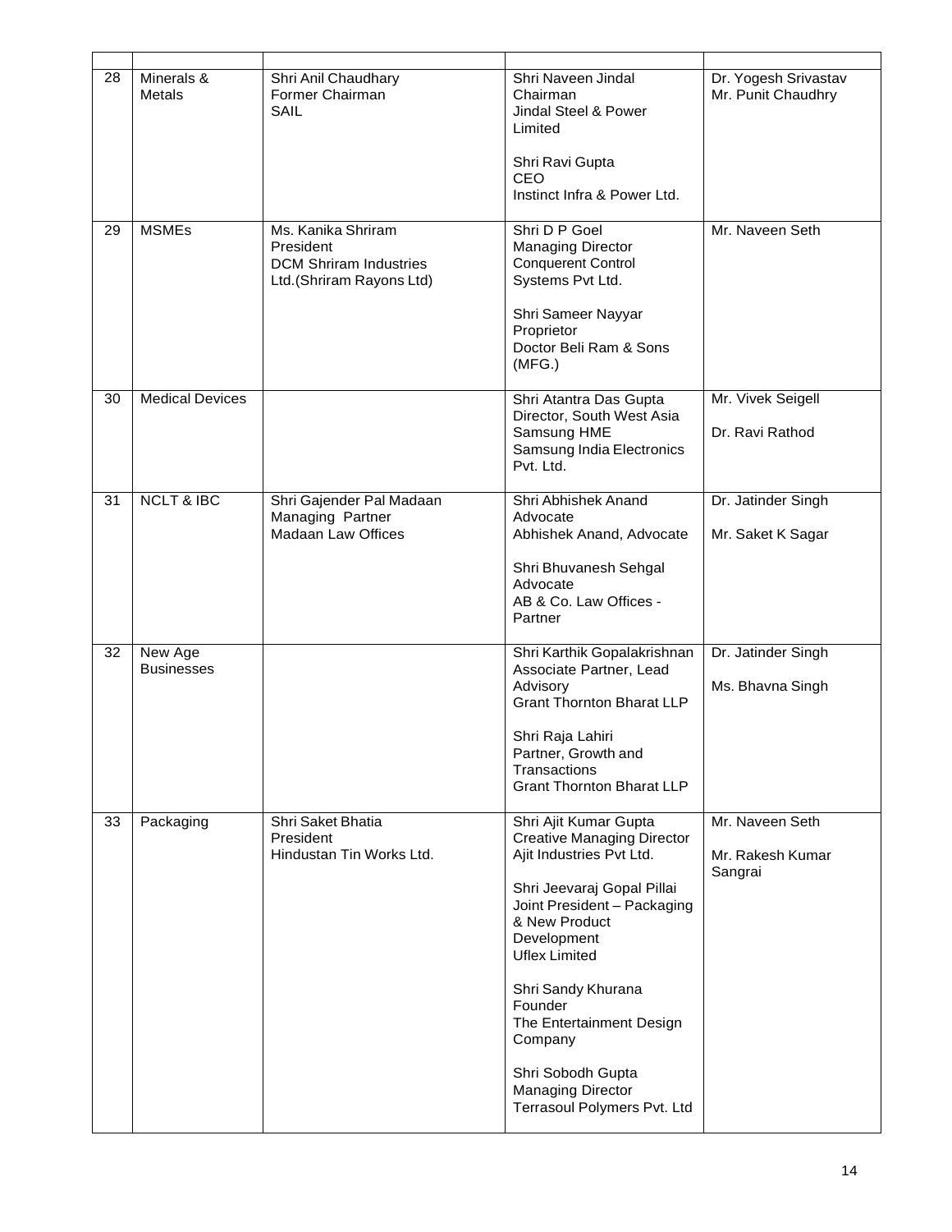| | | | | |
|---|---|---|---|---|
| 28 | Minerals & Metals | Shri Anil Chaudhary<br>Former Chairman<br>SAIL | Shri Naveen Jindal<br>Chairman<br>Jindal Steel & Power Limited<br><br>Shri Ravi Gupta<br>CEO<br>Instinct Infra & Power Ltd. | Dr. Yogesh Srivastav<br>Mr. Punit Chaudhry |
| 29 | MSMEs | Ms. Kanika Shriram<br>President<br>DCM Shriram Industries Ltd.(Shriram Rayons Ltd) | Shri D P Goel<br>Managing Director<br>Conquerent Control Systems Pvt Ltd.<br><br>Shri Sameer Nayyar<br>Proprietor<br>Doctor Beli Ram & Sons (MFG.) | Mr. Naveen Seth |
| 30 | Medical Devices | | Shri Atantra Das Gupta<br>Director, South West Asia<br>Samsung HME<br>Samsung India Electronics Pvt. Ltd. | Mr. Vivek Seigell<br><br>Dr. Ravi Rathod |
| 31 | NCLT & IBC | Shri Gajender Pal Madaan<br>Managing Partner<br>Madaan Law Offices | Shri Abhishek Anand<br>Advocate<br>Abhishek Anand, Advocate<br><br>Shri Bhuvanesh Sehgal<br>Advocate<br>AB & Co. Law Offices - Partner | Dr. Jatinder Singh<br><br>Mr. Saket K Sagar |
| 32 | New Age Businesses | | Shri Karthik Gopalakrishnan<br>Associate Partner, Lead Advisory<br>Grant Thornton Bharat LLP<br><br>Shri Raja Lahiri<br>Partner, Growth and Transactions<br>Grant Thornton Bharat LLP | Dr. Jatinder Singh<br><br>Ms. Bhavna Singh |
| 33 | Packaging | Shri Saket Bhatia<br>President<br>Hindustan Tin Works Ltd. | Shri Ajit Kumar Gupta<br>Creative Managing Director<br>Ajit Industries Pvt Ltd.<br><br>Shri Jeevaraj Gopal Pillai<br>Joint President – Packaging & New Product Development<br>Uflex Limited<br><br>Shri Sandy Khurana<br>Founder<br>The Entertainment Design Company<br><br>Shri Sobodh Gupta<br>Managing Director<br>Terrasoul Polymers Pvt. Ltd | Mr. Naveen Seth<br><br>Mr. Rakesh Kumar Sangrai |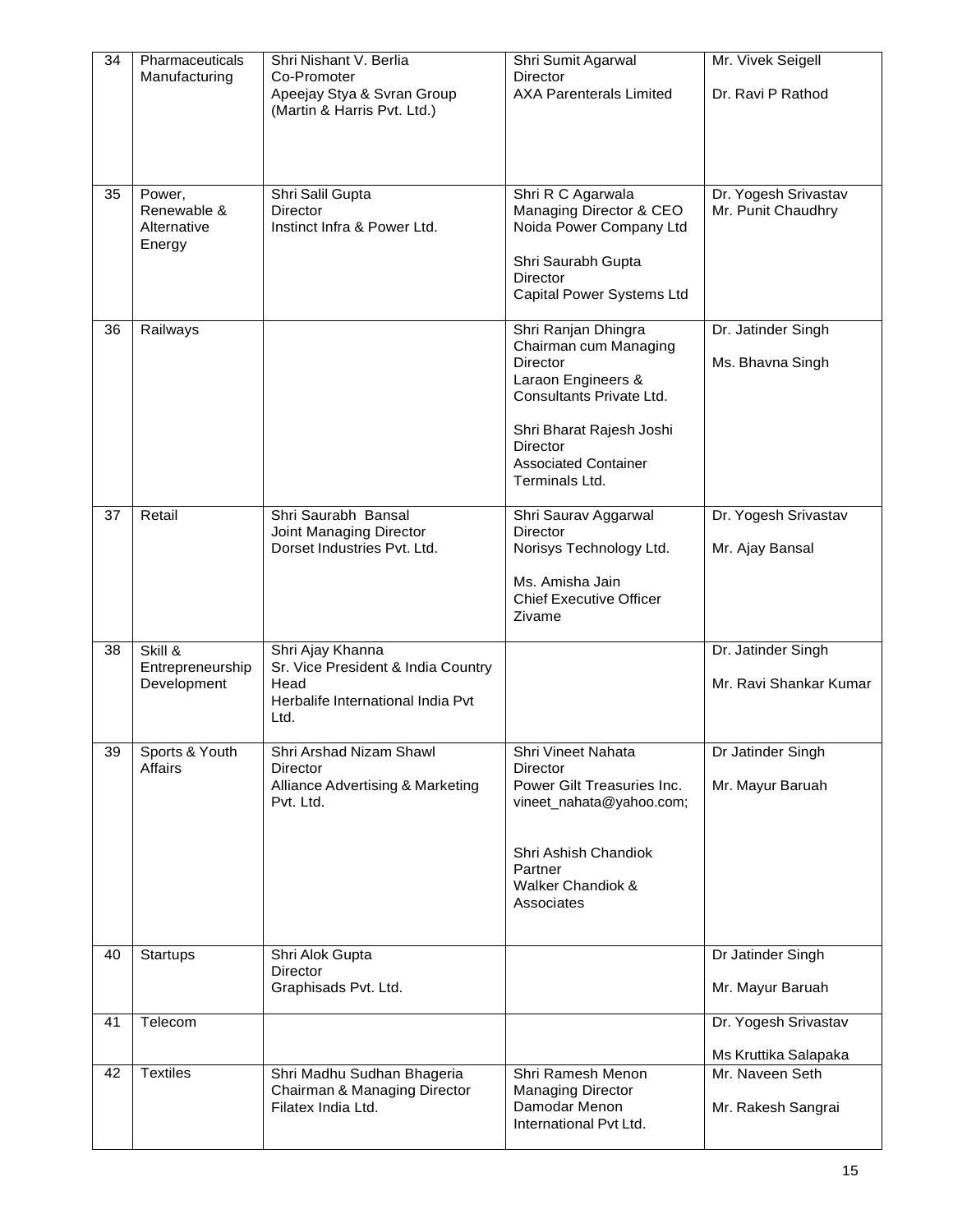| 34 | Pharmaceuticals Manufacturing | Shri Nishant V. Berlia<br>Co-Promoter<br>Apeejay Stya & Svran Group<br>(Martin & Harris Pvt. Ltd.) | Shri Sumit Agarwal<br>Director<br>AXA Parenterals Limited | Mr. Vivek Seigell<br><br>Dr. Ravi P Rathod |
|---|---|---|---|---|
| 35 | Power, Renewable & Alternative Energy | Shri Salil Gupta<br>Director<br>Instinct Infra & Power Ltd. | Shri R C Agarwala<br>Managing Director & CEO<br>Noida Power Company Ltd<br><br>Shri Saurabh Gupta<br>Director<br>Capital Power Systems Ltd | Dr. Yogesh Srivastav<br>Mr. Punit Chaudhry |
| 36 | Railways | | Shri Ranjan Dhingra<br>Chairman cum Managing Director<br>Laraon Engineers & Consultants Private Ltd.<br><br>Shri Bharat Rajesh Joshi<br>Director<br>Associated Container Terminals Ltd. | Dr. Jatinder Singh<br><br>Ms. Bhavna Singh |
| 37 | Retail | Shri Saurabh Bansal<br>Joint Managing Director<br>Dorset Industries Pvt. Ltd. | Shri Saurav Aggarwal<br>Director<br>Norisys Technology Ltd.<br><br>Ms. Amisha Jain<br>Chief Executive Officer<br>Zivame | Dr. Yogesh Srivastav<br><br>Mr. Ajay Bansal |
| 38 | Skill & Entrepreneurship Development | Shri Ajay Khanna<br>Sr. Vice President & India Country Head<br>Herbalife International India Pvt Ltd. | | Dr. Jatinder Singh<br><br>Mr. Ravi Shankar Kumar |
| 39 | Sports & Youth Affairs | Shri Arshad Nizam Shawl<br>Director<br>Alliance Advertising & Marketing Pvt. Ltd. | Shri Vineet Nahata<br>Director<br>Power Gilt Treasuries Inc.<br>vineet_nahata@yahoo.com;<br><br>Shri Ashish Chandiok<br>Partner<br>Walker Chandiok & Associates | Dr Jatinder Singh<br><br>Mr. Mayur Baruah |
| 40 | Startups | Shri Alok Gupta<br>Director<br>Graphisads Pvt. Ltd. | | Dr Jatinder Singh<br><br>Mr. Mayur Baruah |
| 41 | Telecom | | | Dr. Yogesh Srivastav<br><br>Ms Kruttika Salapaka |
| 42 | Textiles | Shri Madhu Sudhan Bhageria<br>Chairman & Managing Director<br>Filatex India Ltd. | Shri Ramesh Menon<br>Managing Director<br>Damodar Menon International Pvt Ltd. | Mr. Naveen Seth<br><br>Mr. Rakesh Sangrai |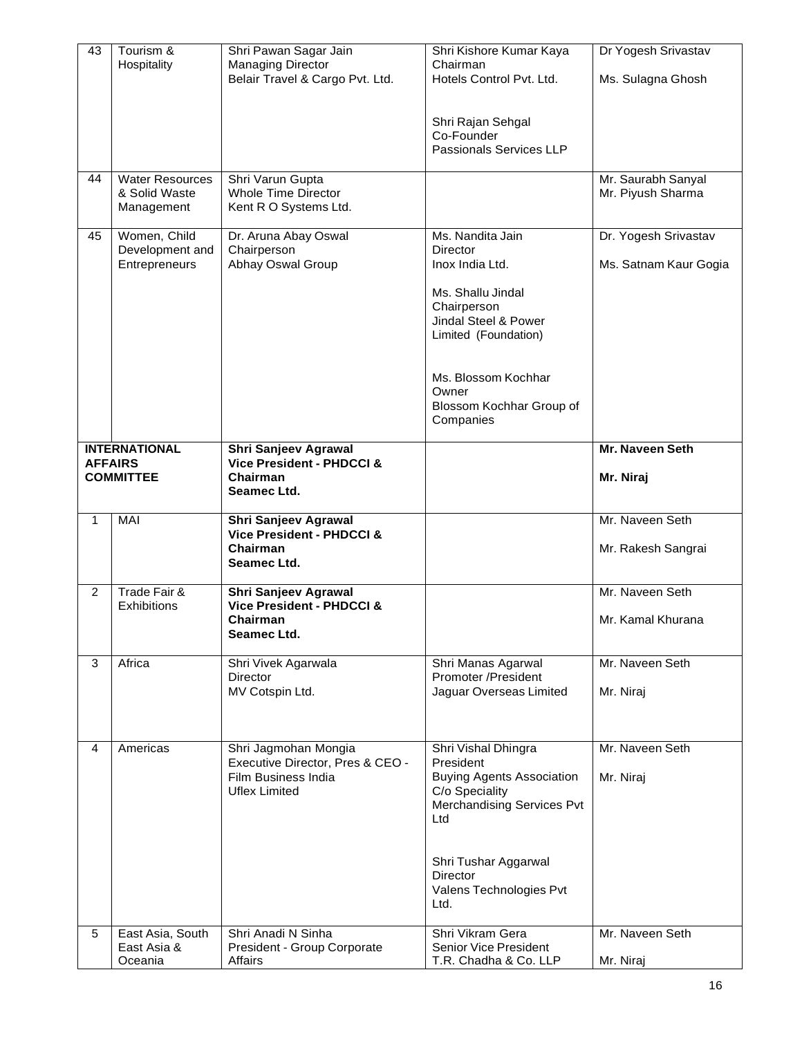| 43 | Tourism & Hospitality | Shri Pawan Sagar Jain<br>Managing Director<br>Belair Travel & Cargo Pvt. Ltd. | Shri Kishore Kumar Kaya<br>Chairman<br>Hotels Control Pvt. Ltd.<br><br>Shri Rajan Sehgal<br>Co-Founder<br>Passionals Services LLP | Dr Yogesh Srivastav<br><br>Ms. Sulagna Ghosh |
|---|---|---|---|---|
| 44 | Water Resources & Solid Waste Management | Shri Varun Gupta<br>Whole Time Director<br>Kent R O Systems Ltd. | | Mr. Saurabh Sanyal<br>Mr. Piyush Sharma |
| 45 | Women, Child Development and Entrepreneurs | Dr. Aruna Abay Oswal<br>Chairperson<br>Abhay Oswal Group | Ms. Nandita Jain<br>Director<br>Inox India Ltd.<br><br>Ms. Shallu Jindal<br>Chairperson<br>Jindal Steel & Power Limited (Foundation)<br><br>Ms. Blossom Kochhar<br>Owner<br>Blossom Kochhar Group of Companies | Dr. Yogesh Srivastav<br><br>Ms. Satnam Kaur Gogia |
| **INTERNATIONAL AFFAIRS COMMITTEE** | | **Shri Sanjeev Agrawal<br>Vice President - PHDCCI &<br>Chairman<br>Seamec Ltd.** | | **Mr. Naveen Seth<br><br>Mr. Niraj** |
| 1 | MAI | **Shri Sanjeev Agrawal<br>Vice President - PHDCCI &<br>Chairman<br>Seamec Ltd.** | | Mr. Naveen Seth<br><br>Mr. Rakesh Sangrai |
| 2 | Trade Fair & Exhibitions | **Shri Sanjeev Agrawal<br>Vice President - PHDCCI &<br>Chairman<br>Seamec Ltd.** | | Mr. Naveen Seth<br><br>Mr. Kamal Khurana |
| 3 | Africa | Shri Vivek Agarwala<br>Director<br>MV Cotspin Ltd. | Shri Manas Agarwal<br>Promoter /President<br>Jaguar Overseas Limited | Mr. Naveen Seth<br><br>Mr. Niraj |
| 4 | Americas | Shri Jagmohan Mongia<br>Executive Director, Pres & CEO - Film Business India<br>Uflex Limited | Shri Vishal Dhingra<br>President<br>Buying Agents Association C/o Speciality Merchandising Services Pvt Ltd<br><br>Shri Tushar Aggarwal<br>Director<br>Valens Technologies Pvt Ltd. | Mr. Naveen Seth<br><br>Mr. Niraj |
| 5 | East Asia, South East Asia & Oceania | Shri Anadi N Sinha<br>President - Group Corporate Affairs | Shri Vikram Gera<br>Senior Vice President<br>T.R. Chadha & Co. LLP | Mr. Naveen Seth<br><br>Mr. Niraj |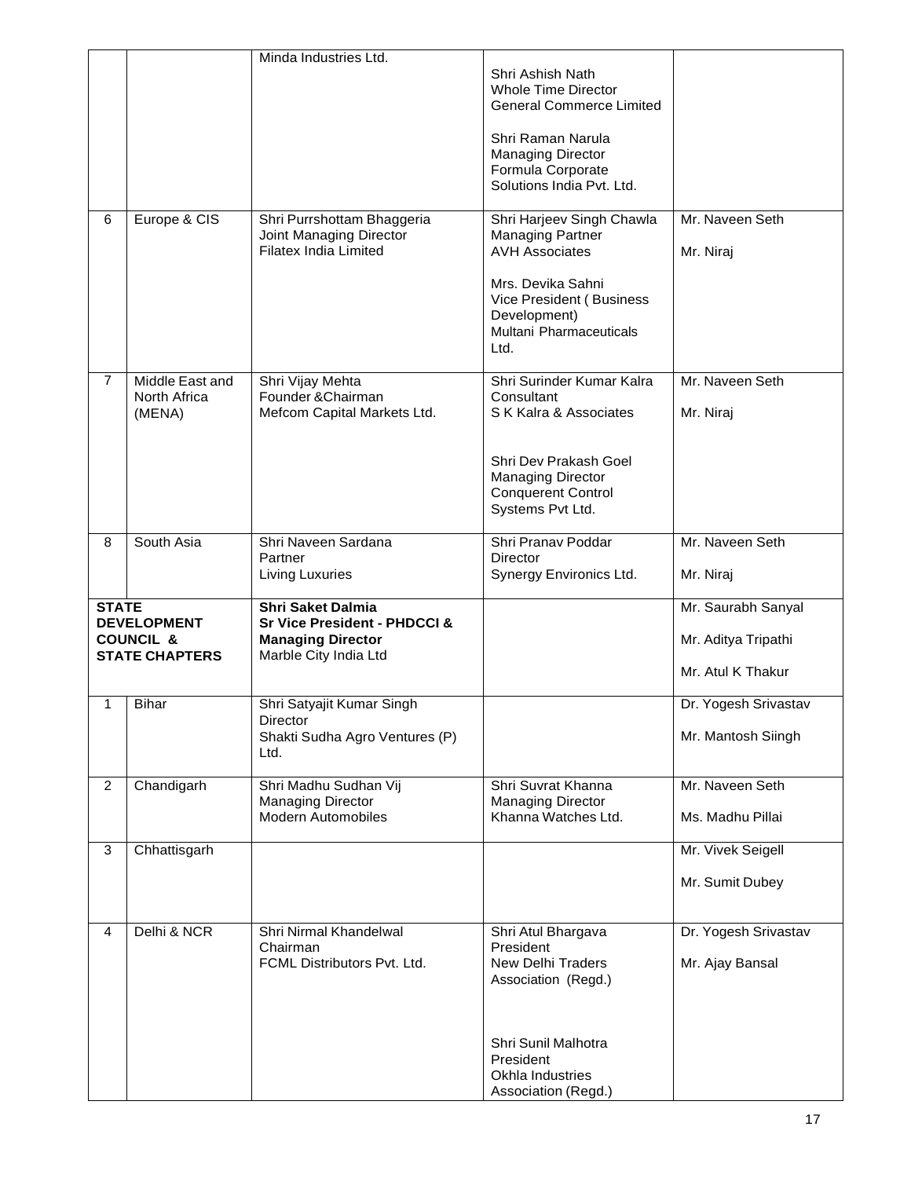| | | | | |
|---|---|---|---|---|
| | | Minda Industries Ltd. | Shri Ashish Nath<br>Whole Time Director<br>General Commerce Limited<br><br>Shri Raman Narula<br>Managing Director<br>Formula Corporate Solutions India Pvt. Ltd. | |
| 6 | Europe & CIS | Shri Purrshottam Bhaggeria<br>Joint Managing Director<br>Filatex India Limited | Shri Harjeev Singh Chawla<br>Managing Partner<br>AVH Associates<br><br>Mrs. Devika Sahni<br>Vice President ( Business Development)<br>Multani Pharmaceuticals Ltd. | Mr. Naveen Seth<br><br>Mr. Niraj |
| 7 | Middle East and North Africa (MENA) | Shri Vijay Mehta<br>Founder &Chairman<br>Mefcom Capital Markets Ltd. | Shri Surinder Kumar Kalra<br>Consultant<br>S K Kalra & Associates<br><br>Shri Dev Prakash Goel<br>Managing Director<br>Conquerent Control Systems Pvt Ltd. | Mr. Naveen Seth<br><br>Mr. Niraj |
| 8 | South Asia | Shri Naveen Sardana<br>Partner<br>Living Luxuries | Shri Pranav Poddar<br>Director<br>Synergy Environics Ltd. | Mr. Naveen Seth<br><br>Mr. Niraj |
| **STATE DEVELOPMENT COUNCIL & STATE CHAPTERS** | | **Shri Saket Dalmia**<br>**Sr Vice President - PHDCCI &**<br>**Managing Director**<br>Marble City India Ltd | | Mr. Saurabh Sanyal<br><br>Mr. Aditya Tripathi<br><br>Mr. Atul K Thakur |
| 1 | Bihar | Shri Satyajit Kumar Singh<br>Director<br>Shakti Sudha Agro Ventures (P) Ltd. | | Dr. Yogesh Srivastav<br><br>Mr. Mantosh Siingh |
| 2 | Chandigarh | Shri Madhu Sudhan Vij<br>Managing Director<br>Modern Automobiles | Shri Suvrat Khanna<br>Managing Director<br>Khanna Watches Ltd. | Mr. Naveen Seth<br><br>Ms. Madhu Pillai |
| 3 | Chhattisgarh | | | Mr. Vivek Seigell<br><br>Mr. Sumit Dubey |
| 4 | Delhi & NCR | Shri Nirmal Khandelwal<br>Chairman<br>FCML Distributors Pvt. Ltd. | Shri Atul Bhargava<br>President<br>New Delhi Traders Association (Regd.)<br><br>Shri Sunil Malhotra<br>President<br>Okhla Industries Association (Regd.) | Dr. Yogesh Srivastav<br><br>Mr. Ajay Bansal |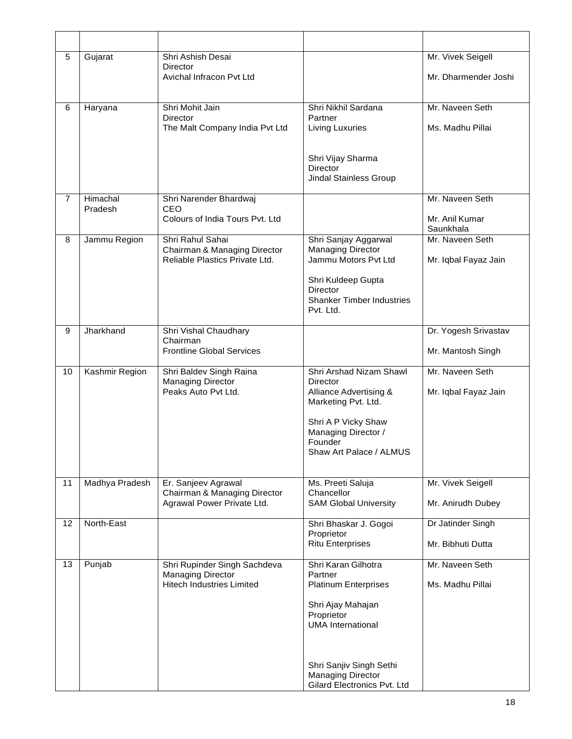| | | | | |
|---|---|---|---|---|
| 5 | Gujarat | Shri Ashish Desai<br>Director<br>Avichal Infracon Pvt Ltd | | Mr. Vivek Seigell<br><br>Mr. Dharmender Joshi |
| 6 | Haryana | Shri Mohit Jain<br>Director<br>The Malt Company India Pvt Ltd | Shri Nikhil Sardana<br>Partner<br>Living Luxuries<br><br>Shri Vijay Sharma<br>Director<br>Jindal Stainless Group | Mr. Naveen Seth<br><br>Ms. Madhu Pillai |
| 7 | Himachal Pradesh | Shri Narender Bhardwaj<br>CEO<br>Colours of India Tours Pvt. Ltd | | Mr. Naveen Seth<br><br>Mr. Anil Kumar Saunkhala |
| 8 | Jammu Region | Shri Rahul Sahai<br>Chairman & Managing Director<br>Reliable Plastics Private Ltd. | Shri Sanjay Aggarwal<br>Managing Director<br>Jammu Motors Pvt Ltd<br><br>Shri Kuldeep Gupta<br>Director<br>Shanker Timber Industries Pvt. Ltd. | Mr. Naveen Seth<br><br>Mr. Iqbal Fayaz Jain |
| 9 | Jharkhand | Shri Vishal Chaudhary<br>Chairman<br>Frontline Global Services | | Dr. Yogesh Srivastav<br><br>Mr. Mantosh Singh |
| 10 | Kashmir Region | Shri Baldev Singh Raina<br>Managing Director<br>Peaks Auto Pvt Ltd. | Shri Arshad Nizam Shawl<br>Director<br>Alliance Advertising & Marketing Pvt. Ltd.<br><br>Shri A P Vicky Shaw<br>Managing Director / Founder<br>Shaw Art Palace / ALMUS | Mr. Naveen Seth<br><br>Mr. Iqbal Fayaz Jain |
| 11 | Madhya Pradesh | Er. Sanjeev Agrawal<br>Chairman & Managing Director<br>Agrawal Power Private Ltd. | Ms. Preeti Saluja<br>Chancellor<br>SAM Global University | Mr. Vivek Seigell<br><br>Mr. Anirudh Dubey |
| 12 | North-East | | Shri Bhaskar J. Gogoi<br>Proprietor<br>Ritu Enterprises | Dr Jatinder Singh<br><br>Mr. Bibhuti Dutta |
| 13 | Punjab | Shri Rupinder Singh Sachdeva<br>Managing Director<br>Hitech Industries Limited | Shri Karan Gilhotra<br>Partner<br>Platinum Enterprises<br><br>Shri Ajay Mahajan<br>Proprietor<br>UMA International<br><br>Shri Sanjiv Singh Sethi<br>Managing Director<br>Gilard Electronics Pvt. Ltd | Mr. Naveen Seth<br><br>Ms. Madhu Pillai |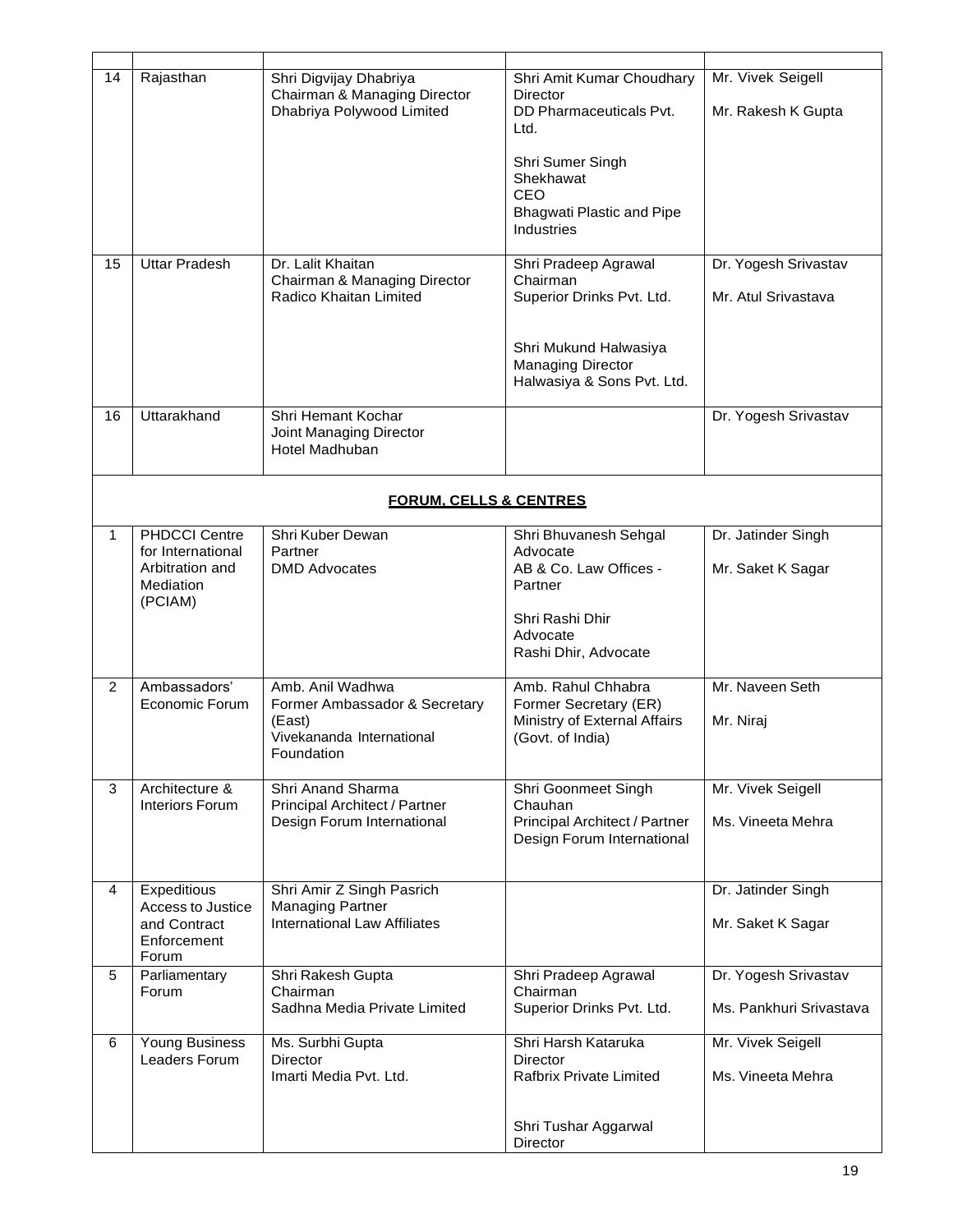| | | | | |
|---|---|---|---|---|
| 14 | Rajasthan | Shri Digvijay Dhabriya<br>Chairman & Managing Director<br>Dhabriya Polywood Limited | Shri Amit Kumar Choudhary<br>Director<br>DD Pharmaceuticals Pvt. Ltd.<br><br>Shri Sumer Singh Shekhawat<br>CEO<br>Bhagwati Plastic and Pipe Industries | Mr. Vivek Seigell<br><br>Mr. Rakesh K Gupta |
| 15 | Uttar Pradesh | Dr. Lalit Khaitan<br>Chairman & Managing Director<br>Radico Khaitan Limited | Shri Pradeep Agrawal<br>Chairman<br>Superior Drinks Pvt. Ltd.<br><br>Shri Mukund Halwasiya<br>Managing Director<br>Halwasiya & Sons Pvt. Ltd. | Dr. Yogesh Srivastav<br><br>Mr. Atul Srivastava |
| 16 | Uttarakhand | Shri Hemant Kochar<br>Joint Managing Director<br>Hotel Madhuban | | Dr. Yogesh Srivastav |
| | | **FORUM, CELLS & CENTRES** | | |
| 1 | PHDCCI Centre for International Arbitration and Mediation (PCIAM) | Shri Kuber Dewan<br>Partner<br>DMD Advocates | Shri Bhuvanesh Sehgal<br>Advocate<br>AB & Co. Law Offices - Partner<br><br>Shri Rashi Dhir<br>Advocate<br>Rashi Dhir, Advocate | Dr. Jatinder Singh<br><br>Mr. Saket K Sagar |
| 2 | Ambassadors' Economic Forum | Amb. Anil Wadhwa<br>Former Ambassador & Secretary (East)<br>Vivekananda International Foundation | Amb. Rahul Chhabra<br>Former Secretary (ER)<br>Ministry of External Affairs (Govt. of India) | Mr. Naveen Seth<br><br>Mr. Niraj |
| 3 | Architecture & Interiors Forum | Shri Anand Sharma<br>Principal Architect / Partner<br>Design Forum International | Shri Goonmeet Singh Chauhan<br>Principal Architect / Partner<br>Design Forum International | Mr. Vivek Seigell<br><br>Ms. Vineeta Mehra |
| 4 | Expeditious Access to Justice and Contract Enforcement Forum | Shri Amir Z Singh Pasrich<br>Managing Partner<br>International Law Affiliates | | Dr. Jatinder Singh<br><br>Mr. Saket K Sagar |
| 5 | Parliamentary Forum | Shri Rakesh Gupta<br>Chairman<br>Sadhna Media Private Limited | Shri Pradeep Agrawal<br>Chairman<br>Superior Drinks Pvt. Ltd. | Dr. Yogesh Srivastav<br><br>Ms. Pankhuri Srivastava |
| 6 | Young Business Leaders Forum | Ms. Surbhi Gupta<br>Director<br>Imarti Media Pvt. Ltd. | Shri Harsh Kataruka<br>Director<br>Rafbrix Private Limited<br><br>Shri Tushar Aggarwal<br>Director | Mr. Vivek Seigell<br><br>Ms. Vineeta Mehra |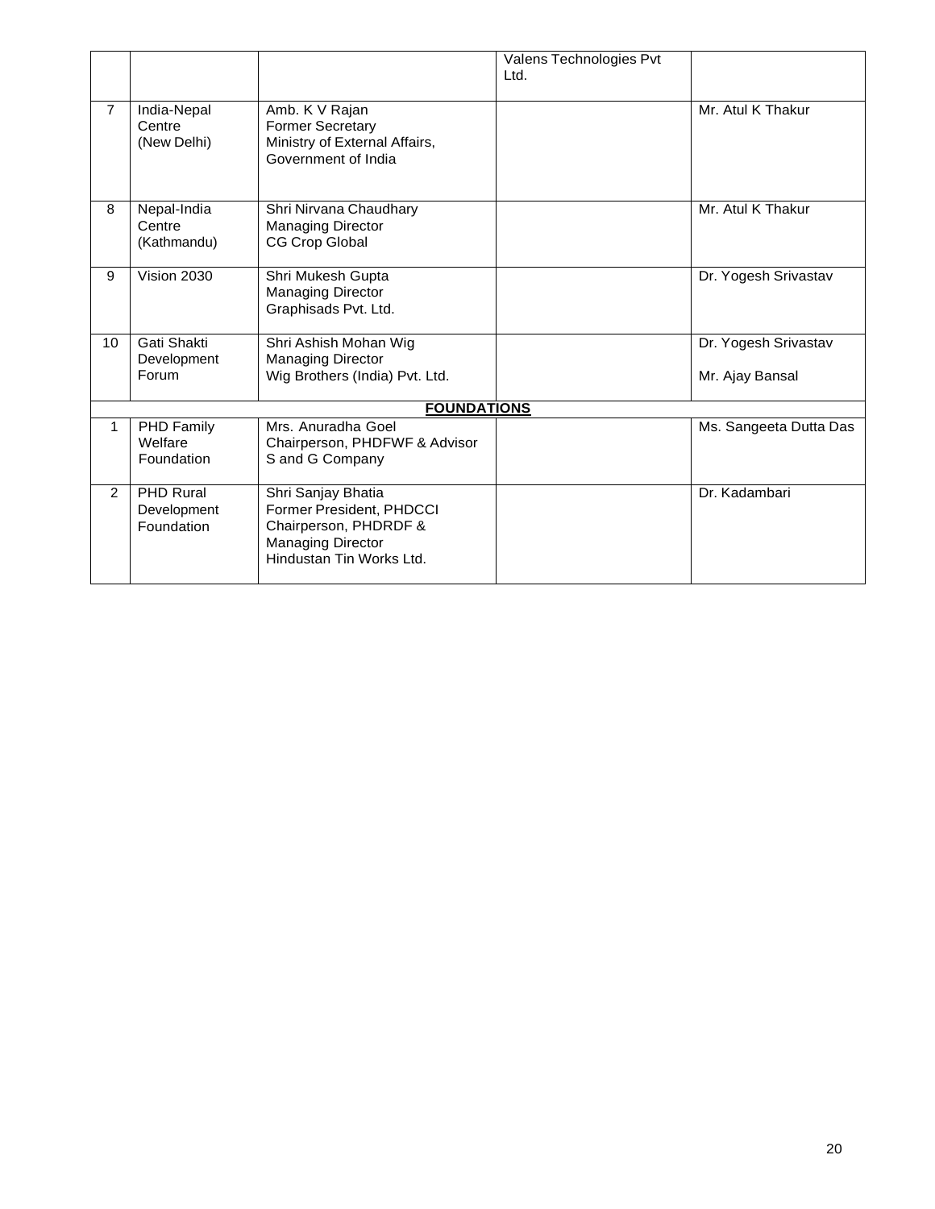| | | | | |
|---|---|---|---|---|
| | | | Valens Technologies Pvt Ltd. | |
| 7 | India-Nepal Centre (New Delhi) | Amb. K V Rajan<br>Former Secretary<br>Ministry of External Affairs, Government of India | | Mr. Atul K Thakur |
| 8 | Nepal-India Centre (Kathmandu) | Shri Nirvana Chaudhary<br>Managing Director<br>CG Crop Global | | Mr. Atul K Thakur |
| 9 | Vision 2030 | Shri Mukesh Gupta<br>Managing Director<br>Graphisads Pvt. Ltd. | | Dr. Yogesh Srivastav |
| 10 | Gati Shakti Development Forum | Shri Ashish Mohan Wig<br>Managing Director<br>Wig Brothers (India) Pvt. Ltd. | | Dr. Yogesh Srivastav<br><br>Mr. Ajay Bansal |
| | | **FOUNDATIONS** | | |
| 1 | PHD Family Welfare Foundation | Mrs. Anuradha Goel<br>Chairperson, PHDFWF & Advisor<br>S and G Company | | Ms. Sangeeta Dutta Das |
| 2 | PHD Rural Development Foundation | Shri Sanjay Bhatia<br>Former President, PHDCCI<br>Chairperson, PHDRDF &<br>Managing Director<br>Hindustan Tin Works Ltd. | | Dr. Kadambari |